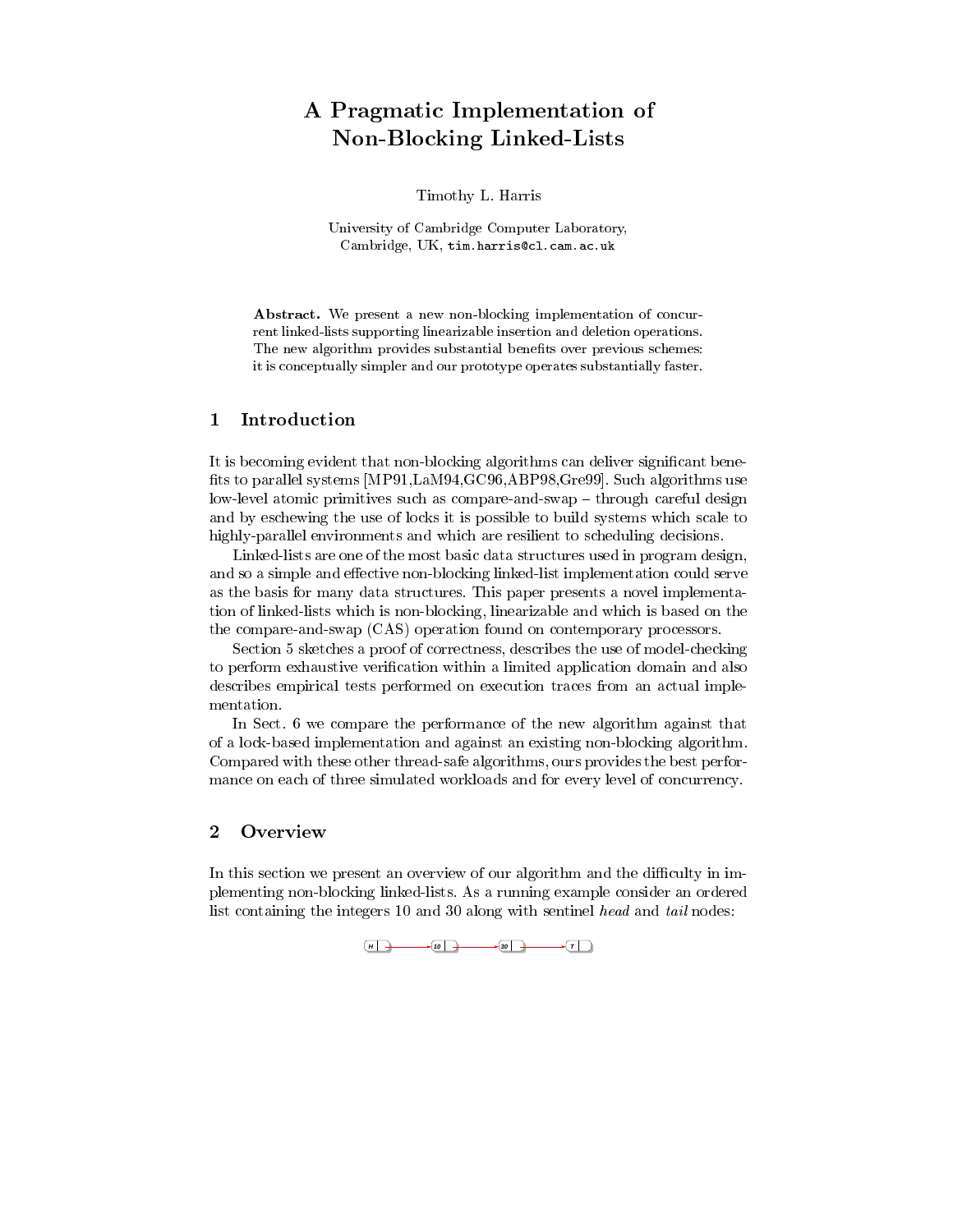# A Pragmatic Implementation of Non-Blocking Linked-Lists

Timothy L. Harris

University of Cambridge Computer Laboratory, Cambridge, UK, tim.harris@cl.cam.ac.uk

**Abstract.** We present a new non-blocking implementation of concurrent linked-lists supporting linearizable insertion and deletion operations. The new algorithm provides substantial benefits over previous schemes: it is conceptually simpler and our prototype operates substantially faster.

## 1 Introduction

It is becoming evident that non-blocking algorithms can deliver significant benefits to parallel systems [MP91,LaM94,GC96,ABP98,Gre99]. Such algorithms use low-level atomic primitives such as compare-and-swap – through careful design and by eschewing the use of locks it is possible to build systems which scale to highly-parallel environments and which are resilient to scheduling decisions.

Linked-lists are one of the most basic data structures used in program design, and so a simple and effective non-blocking linked-list implementation could serve as the basis for many data structures. This paper presents a novel implementation of linked-lists which is non-blocking, linearizable and which is based on the the compare-and-swap (CAS) operation found on contemporary processors.

Section 5 sketches a proof of correctness, describes the use of model-checking to perform exhaustive verification within a limited application domain and also describes empirical tests performed on execution traces from an actual implementation.

In Sect. 6 we compare the performance of the new algorithm against that of a lock-based implementation and against an existing non-blocking algorithm. Compared with these other thread-safe algorithms, ours provides the best performance on each of three simulated workloads and for every level of concurrency.

## 2 Overview

In this section we present an overview of our algorithm and the difficulty in implementing non-blocking linked-lists. As a running example consider an ordered list containing the integers 10 and 30 along with sentinel *head* and *tail* nodes:

H → 10 → 30 → T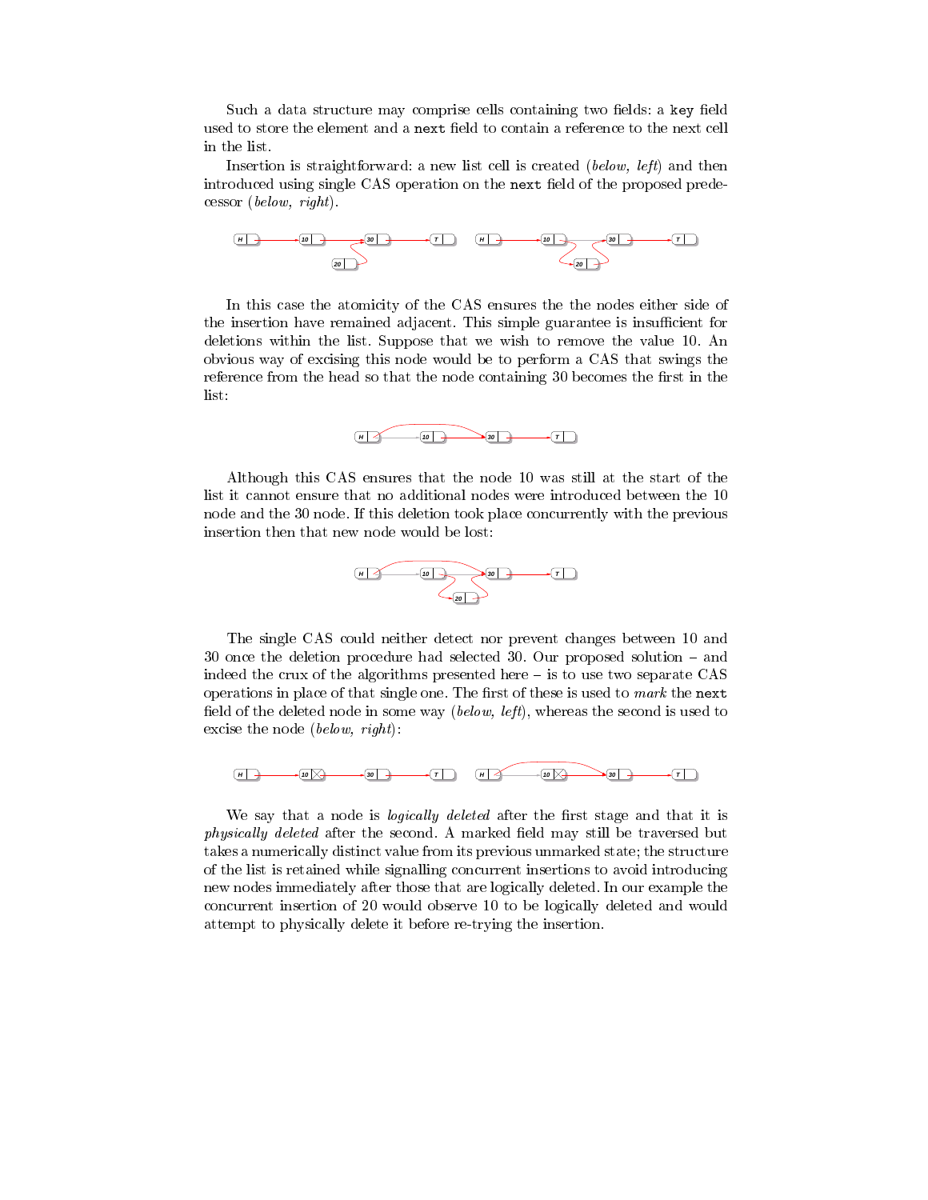Such a data structure may comprise cells containing two fields: a `key` field used to store the element and a `next` field to contain a reference to the next cell in the list.

Insertion is straightforward: a new list cell is created (*below, left*) and then introduced using single CAS operation on the `next` field of the proposed predecessor (*below, right*).

In this case the atomicity of the CAS ensures the the nodes either side of the insertion have remained adjacent. This simple guarantee is insufficient for deletions within the list. Suppose that we wish to remove the value 10. An obvious way of excising this node would be to perform a CAS that swings the reference from the head so that the node containing 30 becomes the first in the list:

Although this CAS ensures that the node 10 was still at the start of the list it cannot ensure that no additional nodes were introduced between the 10 node and the 30 node. If this deletion took place concurrently with the previous insertion then that new node would be lost:

The single CAS could neither detect nor prevent changes between 10 and 30 once the deletion procedure had selected 30. Our proposed solution – and indeed the crux of the algorithms presented here – is to use two separate CAS operations in place of that single one. The first of these is used to *mark* the `next` field of the deleted node in some way (*below, left*), whereas the second is used to excise the node (*below, right*):

We say that a node is *logically deleted* after the first stage and that it is *physically deleted* after the second. A marked field may still be traversed but takes a numerically distinct value from its previous unmarked state; the structure of the list is retained while signalling concurrent insertions to avoid introducing new nodes immediately after those that are logically deleted. In our example the concurrent insertion of 20 would observe 10 to be logically deleted and would attempt to physically delete it before re-trying the insertion.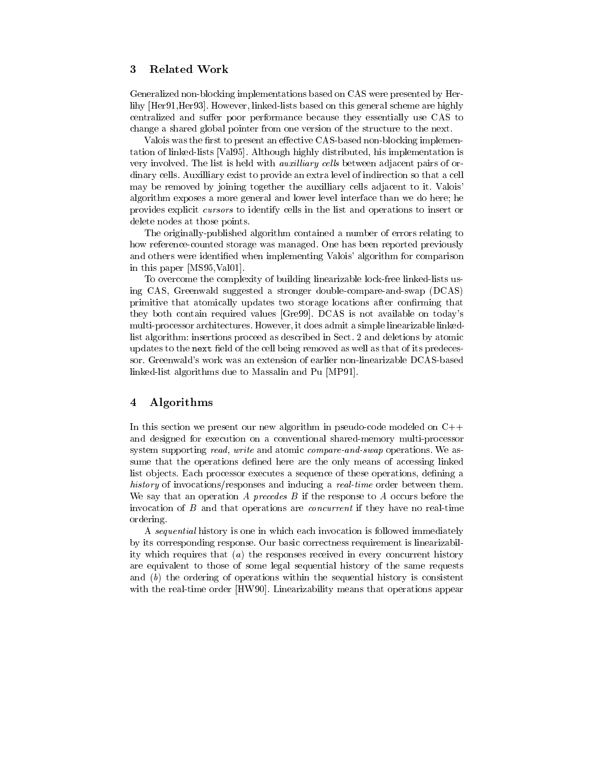## 3 Related Work

Generalized non-blocking implementations based on CAS were presented by Herlihy [Her91,Her93]. However, linked-lists based on this general scheme are highly centralized and suffer poor performance because they essentially use CAS to change a shared global pointer from one version of the structure to the next.

Valois was the first to present an effective CAS-based non-blocking implementation of linked-lists [Val95]. Although highly distributed, his implementation is very involved. The list is held with *auxilliary cells* between adjacent pairs of ordinary cells. Auxilliary exist to provide an extra level of indirection so that a cell may be removed by joining together the auxilliary cells adjacent to it. Valois' algorithm exposes a more general and lower level interface than we do here; he provides explicit *cursors* to identify cells in the list and operations to insert or delete nodes at those points.

The originally-published algorithm contained a number of errors relating to how reference-counted storage was managed. One has been reported previously and others were identified when implementing Valois' algorithm for comparison in this paper [MS95,Val01].

To overcome the complexity of building linearizable lock-free linked-lists using CAS, Greenwald suggested a stronger double-compare-and-swap (DCAS) primitive that atomically updates two storage locations after confirming that they both contain required values [Gre99]. DCAS is not available on today's multi-processor architectures. However, it does admit a simple linearizable linked-list algorithm: insertions proceed as described in Sect. 2 and deletions by atomic updates to the `next` field of the cell being removed as well as that of its predecessor. Greenwald's work was an extension of earlier non-linearizable DCAS-based linked-list algorithms due to Massalin and Pu [MP91].

## 4 Algorithms

In this section we present our new algorithm in pseudo-code modeled on C++ and designed for execution on a conventional shared-memory multi-processor system supporting *read*, *write* and atomic *compare-and-swap* operations. We assume that the operations defined here are the only means of accessing linked list objects. Each processor executes a sequence of these operations, defining a *history* of invocations/responses and inducing a *real-time* order between them. We say that an operation $A$ *precedes* $B$ if the response to $A$ occurs before the invocation of $B$ and that operations are *concurrent* if they have no real-time ordering.

A *sequential* history is one in which each invocation is followed immediately by its corresponding response. Our basic correctness requirement is linearizability which requires that $(a)$ the responses received in every concurrent history are equivalent to those of some legal sequential history of the same requests and $(b)$ the ordering of operations within the sequential history is consistent with the real-time order [HW90]. Linearizability means that operations appear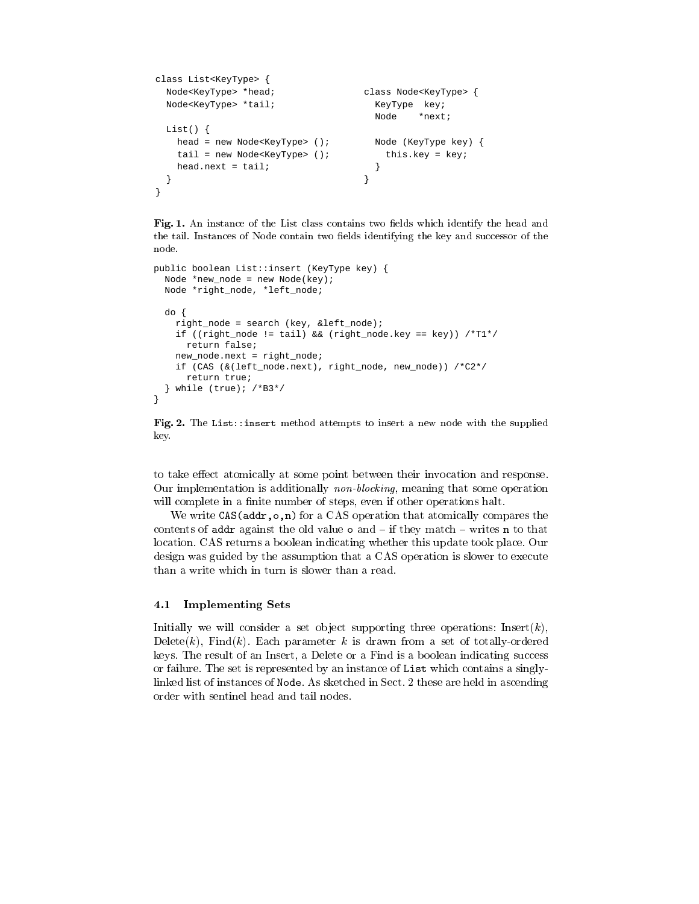```
class List<KeyType> {
  Node<KeyType> *head;
  Node<KeyType> *tail;

  List() {
    head = new Node<KeyType> ();
    tail = new Node<KeyType> ();
    head.next = tail;
  }
}
```

```
class Node<KeyType> {
  KeyType  key;
  Node     *next;

  Node (KeyType key) {
    this.key = key;
  }
}
```

**Fig. 1.** An instance of the List class contains two fields which identify the head and the tail. Instances of Node contain two fields identifying the key and successor of the node.

```
public boolean List::insert (KeyType key) {
  Node *new_node = new Node(key);
  Node *right_node, *left_node;

  do {
    right_node = search (key, &left_node);
    if ((right_node != tail) && (right_node.key == key)) /*T1*/
      return false;
    new_node.next = right_node;
    if (CAS (&(left_node.next), right_node, new_node)) /*C2*/
      return true;
  } while (true); /*B3*/
}
```

**Fig. 2.** The `List::insert` method attempts to insert a new node with the supplied key.

to take effect atomically at some point between their invocation and response. Our implementation is additionally *non-blocking*, meaning that some operation will complete in a finite number of steps, even if other operations halt.

We write `CAS(addr,o,n)` for a CAS operation that atomically compares the contents of `addr` against the old value `o` and – if they match – writes `n` to that location. CAS returns a boolean indicating whether this update took place. Our design was guided by the assumption that a CAS operation is slower to execute than a write which in turn is slower than a read.

### 4.1 Implementing Sets

Initially we will consider a set object supporting three operations: Insert($k$), Delete($k$), Find($k$). Each parameter $k$ is drawn from a set of totally-ordered keys. The result of an Insert, a Delete or a Find is a boolean indicating success or failure. The set is represented by an instance of `List` which contains a singly-linked list of instances of `Node`. As sketched in Sect. 2 these are held in ascending order with sentinel head and tail nodes.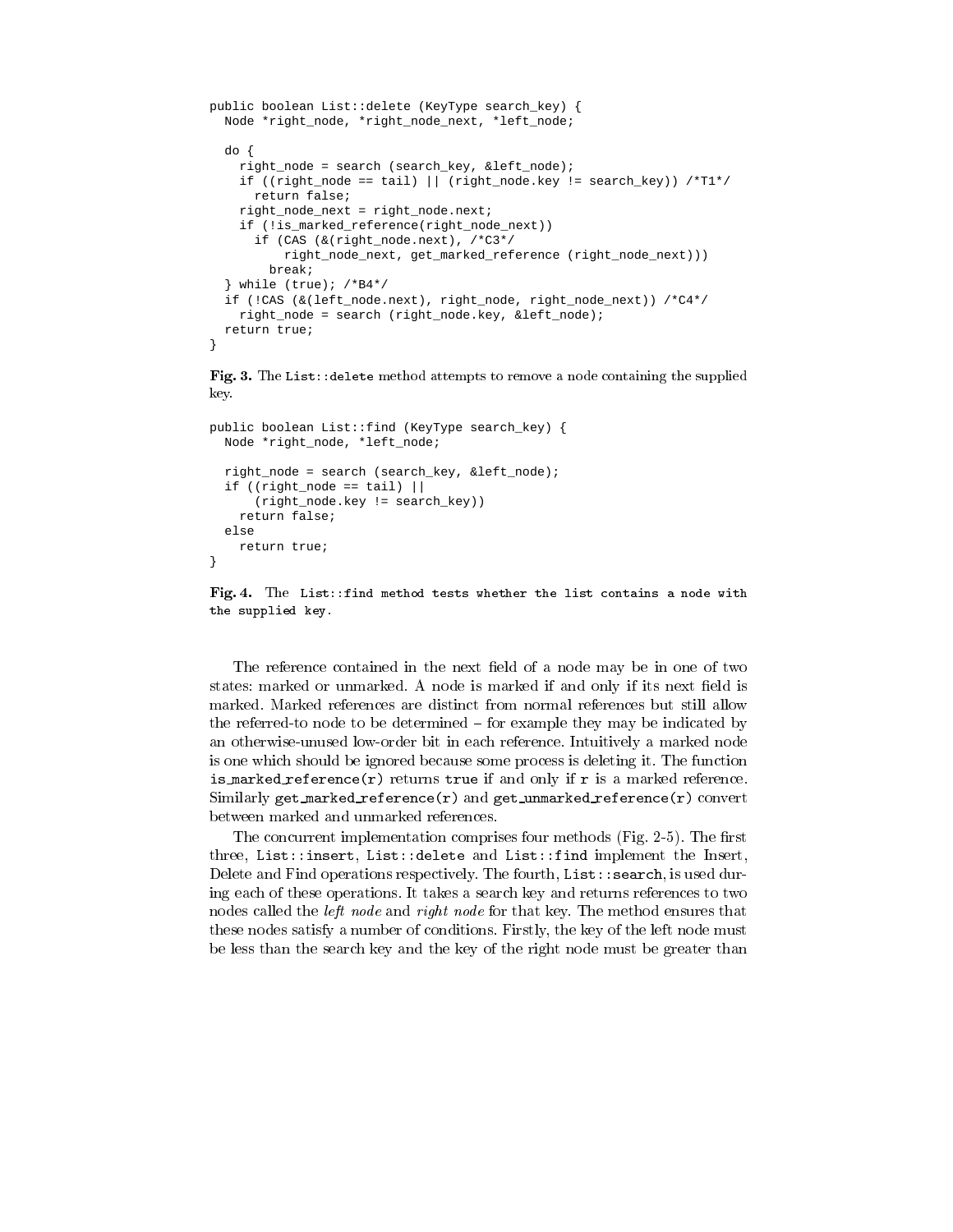```
public boolean List::delete (KeyType search_key) {
  Node *right_node, *right_node_next, *left_node;

  do {
    right_node = search (search_key, &left_node);
    if ((right_node == tail) || (right_node.key != search_key)) /*T1*/
      return false;
    right_node_next = right_node.next;
    if (!is_marked_reference(right_node_next))
      if (CAS (&(right_node.next), /*C3*/
          right_node_next, get_marked_reference (right_node_next)))
        break;
  } while (true); /*B4*/
  if (!CAS (&(left_node.next), right_node, right_node_next)) /*C4*/
    right_node = search (right_node.key, &left_node);
  return true;
}
```

**Fig. 3.** The `List::delete` method attempts to remove a node containing the supplied key.

```
public boolean List::find (KeyType search_key) {
  Node *right_node, *left_node;

  right_node = search (search_key, &left_node);
  if ((right_node == tail) ||
      (right_node.key != search_key))
    return false;
  else
    return true;
}
```

**Fig. 4.** The `List::find method tests whether the list contains a node with the supplied key.`

The reference contained in the next field of a node may be in one of two states: marked or unmarked. A node is marked if and only if its next field is marked. Marked references are distinct from normal references but still allow the referred-to node to be determined – for example they may be indicated by an otherwise-unused low-order bit in each reference. Intuitively a marked node is one which should be ignored because some process is deleting it. The function **is_marked_reference(r)** returns **true** if and only if **r** is a marked reference. Similarly **get_marked_reference(r)** and **get_unmarked_reference(r)** convert between marked and unmarked references.

The concurrent implementation comprises four methods (Fig. 2-5). The first three, `List::insert`, `List::delete` and `List::find` implement the Insert, Delete and Find operations respectively. The fourth, `List::search`, is used during each of these operations. It takes a search key and returns references to two nodes called the *left node* and *right node* for that key. The method ensures that these nodes satisfy a number of conditions. Firstly, the key of the left node must be less than the search key and the key of the right node must be greater than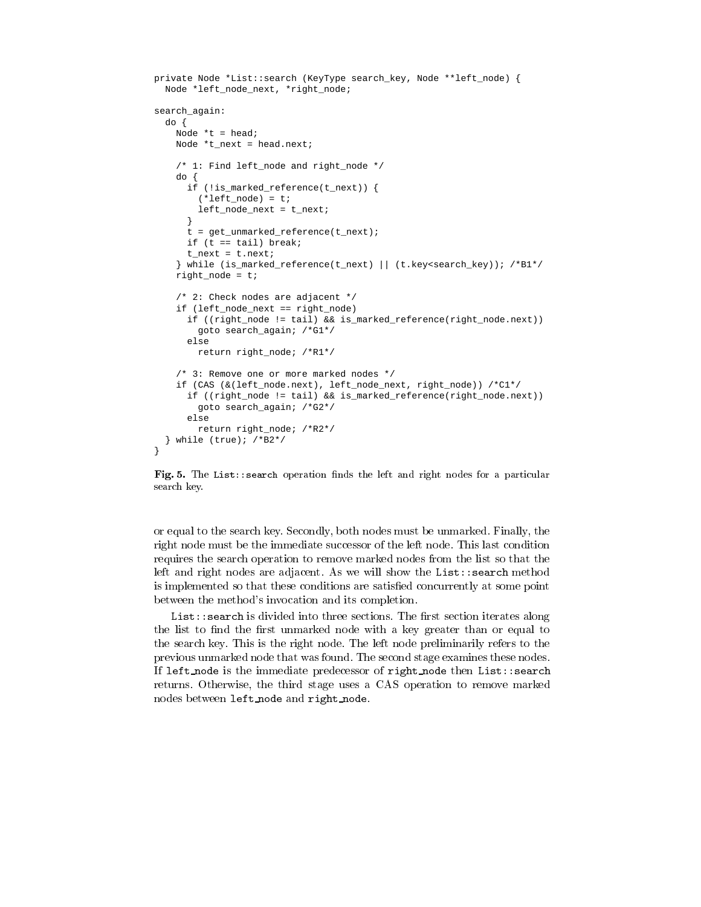```
private Node *List::search (KeyType search_key, Node **left_node) {
  Node *left_node_next, *right_node;

search_again:
  do {
    Node *t = head;
    Node *t_next = head.next;

    /* 1: Find left_node and right_node */
    do {
      if (!is_marked_reference(t_next)) {
        (*left_node) = t;
        left_node_next = t_next;
      }
      t = get_unmarked_reference(t_next);
      if (t == tail) break;
      t_next = t.next;
    } while (is_marked_reference(t_next) || (t.key<search_key)); /*B1*/
    right_node = t;

    /* 2: Check nodes are adjacent */
    if (left_node_next == right_node)
      if ((right_node != tail) && is_marked_reference(right_node.next))
        goto search_again; /*G1*/
      else
        return right_node; /*R1*/

    /* 3: Remove one or more marked nodes */
    if (CAS (&(left_node.next), left_node_next, right_node)) /*C1*/
      if ((right_node != tail) && is_marked_reference(right_node.next))
        goto search_again; /*G2*/
      else
        return right_node; /*R2*/
  } while (true); /*B2*/
}
```

**Fig. 5.** The `List::search` operation finds the left and right nodes for a particular search key.

or equal to the search key. Secondly, both nodes must be unmarked. Finally, the right node must be the immediate successor of the left node. This last condition requires the search operation to remove marked nodes from the list so that the left and right nodes are adjacent. As we will show the `List::search` method is implemented so that these conditions are satisfied concurrently at some point between the method's invocation and its completion.

`List::search` is divided into three sections. The first section iterates along the list to find the first unmarked node with a key greater than or equal to the search key. This is the right node. The left node preliminarily refers to the previous unmarked node that was found. The second stage examines these nodes. If `left_node` is the immediate predecessor of `right_node` then `List::search` returns. Otherwise, the third stage uses a CAS operation to remove marked nodes between `left_node` and `right_node`.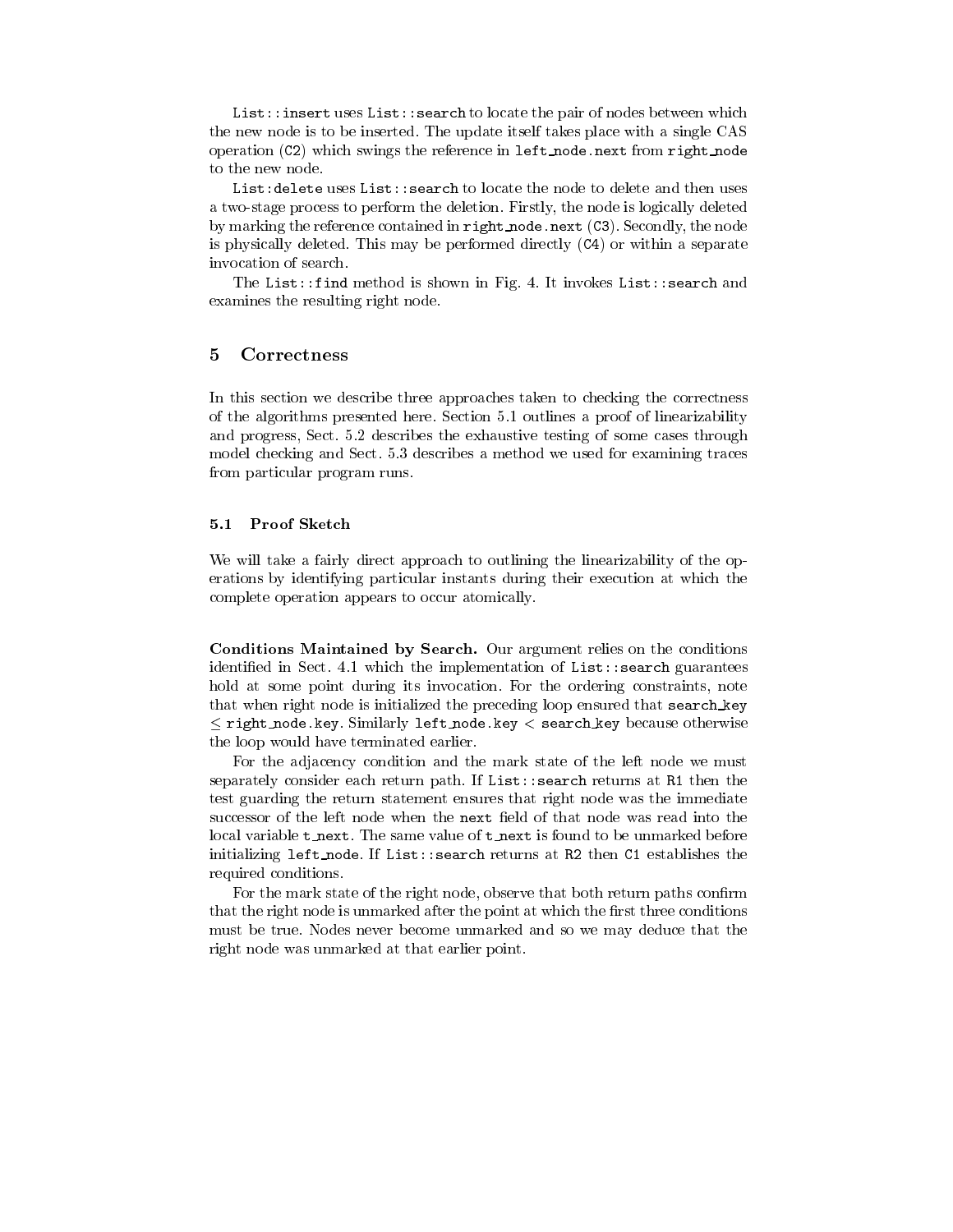List::insert uses List::search to locate the pair of nodes between which the new node is to be inserted. The update itself takes place with a single CAS operation (C2) which swings the reference in left_node.next from right_node to the new node.

List:delete uses List::search to locate the node to delete and then uses a two-stage process to perform the deletion. Firstly, the node is logically deleted by marking the reference contained in right_node.next (C3). Secondly, the node is physically deleted. This may be performed directly (C4) or within a separate invocation of search.

The List::find method is shown in Fig. 4. It invokes List::search and examines the resulting right node.

## 5 Correctness

In this section we describe three approaches taken to checking the correctness of the algorithms presented here. Section 5.1 outlines a proof of linearizability and progress, Sect. 5.2 describes the exhaustive testing of some cases through model checking and Sect. 5.3 describes a method we used for examining traces from particular program runs.

### 5.1 Proof Sketch

We will take a fairly direct approach to outlining the linearizability of the operations by identifying particular instants during their execution at which the complete operation appears to occur atomically.

**Conditions Maintained by Search.** Our argument relies on the conditions identified in Sect. 4.1 which the implementation of List::search guarantees hold at some point during its invocation. For the ordering constraints, note that when right node is initialized the preceding loop ensured that search_key $\leq$ right_node.key. Similarly left_node.key $<$ search_key because otherwise the loop would have terminated earlier.

For the adjacency condition and the mark state of the left node we must separately consider each return path. If List::search returns at R1 then the test guarding the return statement ensures that right node was the immediate successor of the left node when the next field of that node was read into the local variable t_next. The same value of t_next is found to be unmarked before initializing left_node. If List::search returns at R2 then C1 establishes the required conditions.

For the mark state of the right node, observe that both return paths confirm that the right node is unmarked after the point at which the first three conditions must be true. Nodes never become unmarked and so we may deduce that the right node was unmarked at that earlier point.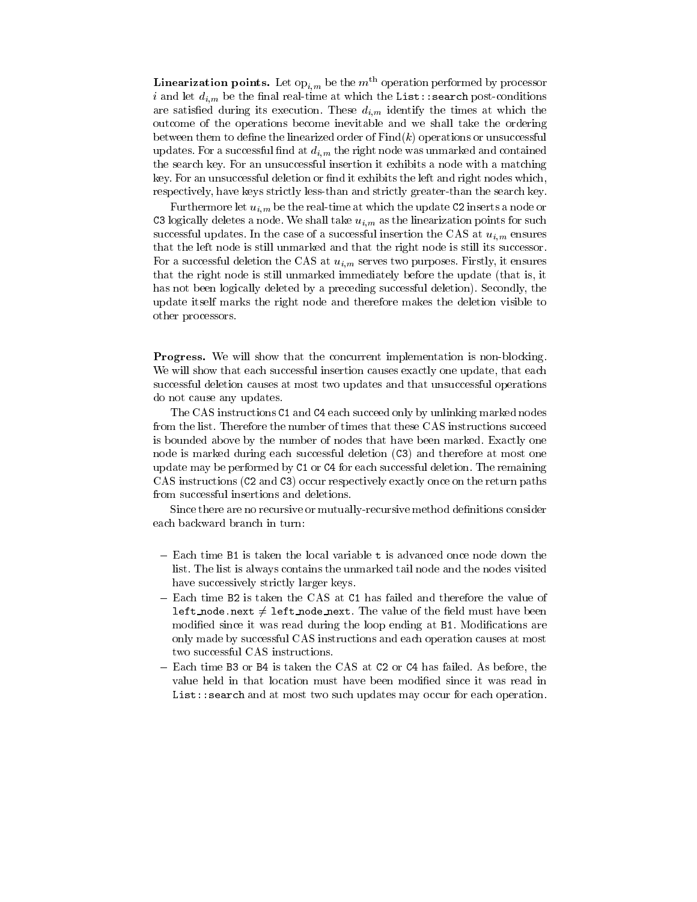**Linearization points.** Let $\text{op}_{i,m}$ be the $m^{\text{th}}$ operation performed by processor $i$ and let $d_{i,m}$ be the final real-time at which the `List::search` post-conditions are satisfied during its execution. These $d_{i,m}$ identify the times at which the outcome of the operations become inevitable and we shall take the ordering between them to define the linearized order of $\text{Find}(k)$ operations or unsuccessful updates. For a successful find at $d_{i,m}$ the right node was unmarked and contained the search key. For an unsuccessful insertion it exhibits a node with a matching key. For an unsuccessful deletion or find it exhibits the left and right nodes which, respectively, have keys strictly less-than and strictly greater-than the search key.

Furthermore let $u_{i,m}$ be the real-time at which the update `C2` inserts a node or `C3` logically deletes a node. We shall take $u_{i,m}$ as the linearization points for such successful updates. In the case of a successful insertion the CAS at $u_{i,m}$ ensures that the left node is still unmarked and that the right node is still its successor. For a successful deletion the CAS at $u_{i,m}$ serves two purposes. Firstly, it ensures that the right node is still unmarked immediately before the update (that is, it has not been logically deleted by a preceding successful deletion). Secondly, the update itself marks the right node and therefore makes the deletion visible to other processors.

**Progress.** We will show that the concurrent implementation is non-blocking. We will show that each successful insertion causes exactly one update, that each successful deletion causes at most two updates and that unsuccessful operations do not cause any updates.

The CAS instructions `C1` and `C4` each succeed only by unlinking marked nodes from the list. Therefore the number of times that these CAS instructions succeed is bounded above by the number of nodes that have been marked. Exactly one node is marked during each successful deletion (`C3`) and therefore at most one update may be performed by `C1` or `C4` for each successful deletion. The remaining CAS instructions (`C2` and `C3`) occur respectively exactly once on the return paths from successful insertions and deletions.

Since there are no recursive or mutually-recursive method definitions consider each backward branch in turn:

- Each time `B1` is taken the local variable `t` is advanced once node down the list. The list is always contains the unmarked tail node and the nodes visited have successively strictly larger keys.
- Each time `B2` is taken the CAS at `C1` has failed and therefore the value of `left_node.next` $\neq$ `left_node_next`. The value of the field must have been modified since it was read during the loop ending at `B1`. Modifications are only made by successful CAS instructions and each operation causes at most two successful CAS instructions.
- Each time `B3` or `B4` is taken the CAS at `C2` or `C4` has failed. As before, the value held in that location must have been modified since it was read in `List::search` and at most two such updates may occur for each operation.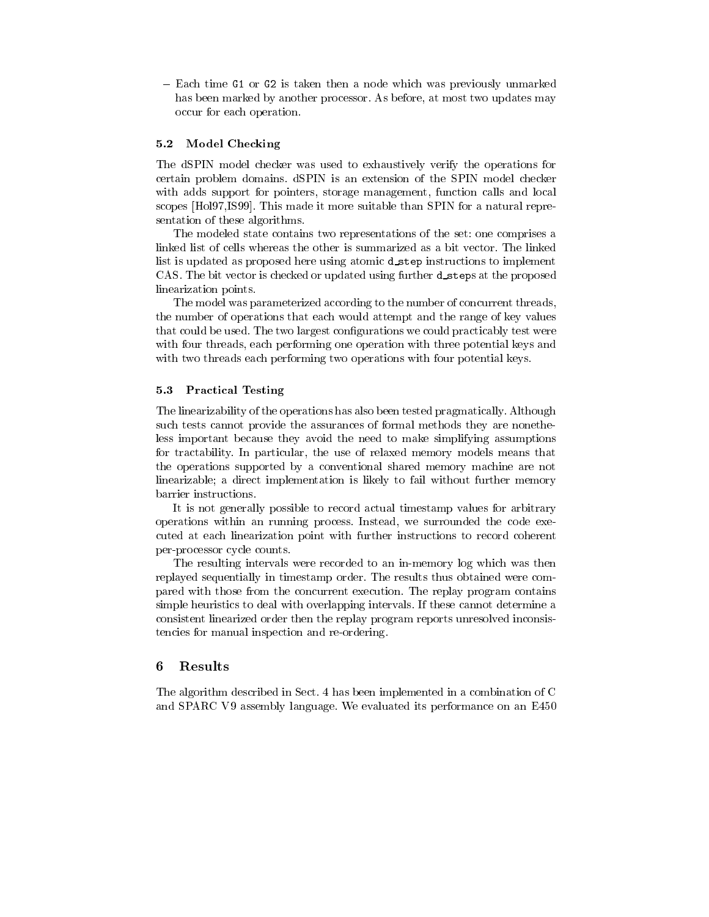- Each time `G1` or `G2` is taken then a node which was previously unmarked has been marked by another processor. As before, at most two updates may occur for each operation.

### 5.2 Model Checking

The dSPIN model checker was used to exhaustively verify the operations for certain problem domains. dSPIN is an extension of the SPIN model checker with adds support for pointers, storage management, function calls and local scopes [Hol97,IS99]. This made it more suitable than SPIN for a natural representation of these algorithms.

The modeled state contains two representations of the set: one comprises a linked list of cells whereas the other is summarized as a bit vector. The linked list is updated as proposed here using atomic `d_step` instructions to implement CAS. The bit vector is checked or updated using further `d_step`s at the proposed linearization points.

The model was parameterized according to the number of concurrent threads, the number of operations that each would attempt and the range of key values that could be used. The two largest configurations we could practicably test were with four threads, each performing one operation with three potential keys and with two threads each performing two operations with four potential keys.

### 5.3 Practical Testing

The linearizability of the operations has also been tested pragmatically. Although such tests cannot provide the assurances of formal methods they are nonetheless important because they avoid the need to make simplifying assumptions for tractability. In particular, the use of relaxed memory models means that the operations supported by a conventional shared memory machine are not linearizable; a direct implementation is likely to fail without further memory barrier instructions.

It is not generally possible to record actual timestamp values for arbitrary operations within an running process. Instead, we surrounded the code executed at each linearization point with further instructions to record coherent per-processor cycle counts.

The resulting intervals were recorded to an in-memory log which was then replayed sequentially in timestamp order. The results thus obtained were compared with those from the concurrent execution. The replay program contains simple heuristics to deal with overlapping intervals. If these cannot determine a consistent linearized order then the replay program reports unresolved inconsistencies for manual inspection and re-ordering.

## 6 Results

The algorithm described in Sect. 4 has been implemented in a combination of C and SPARC V9 assembly language. We evaluated its performance on an E450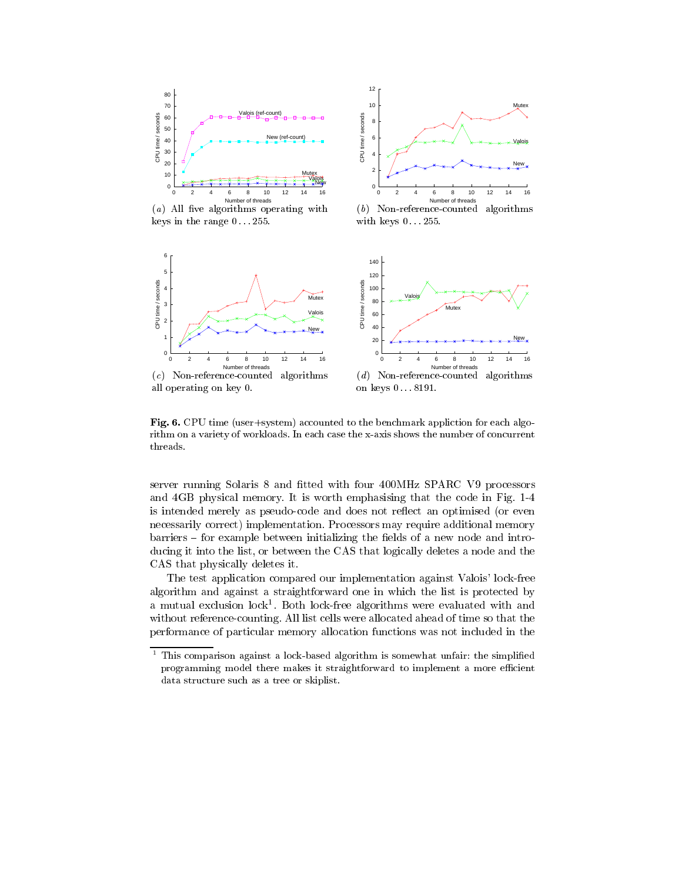(a) All five algorithms operating with keys in the range 0 . . . 255.

(b) Non-reference-counted algorithms with keys 0 . . . 255.

(c) Non-reference-counted algorithms all operating on key 0.

(d) Non-reference-counted algorithms on keys 0 . . . 8191.

**Fig. 6.** CPU time (user+system) accounted to the benchmark appliction for each algorithm on a variety of workloads. In each case the x-axis shows the number of concurrent threads.

server running Solaris 8 and fitted with four 400MHz SPARC V9 processors and 4GB physical memory. It is worth emphasising that the code in Fig. 1-4 is intended merely as pseudo-code and does not reflect an optimised (or even necessarily correct) implementation. Processors may require additional memory barriers – for example between initializing the fields of a new node and introducing it into the list, or between the CAS that logically deletes a node and the CAS that physically deletes it.

The test application compared our implementation against Valois' lock-free algorithm and against a straightforward one in which the list is protected by a mutual exclusion lock[1]. Both lock-free algorithms were evaluated with and without reference-counting. All list cells were allocated ahead of time so that the performance of particular memory allocation functions was not included in the

[1] This comparison against a lock-based algorithm is somewhat unfair: the simplified programming model there makes it straightforward to implement a more efficient data structure such as a tree or skiplist.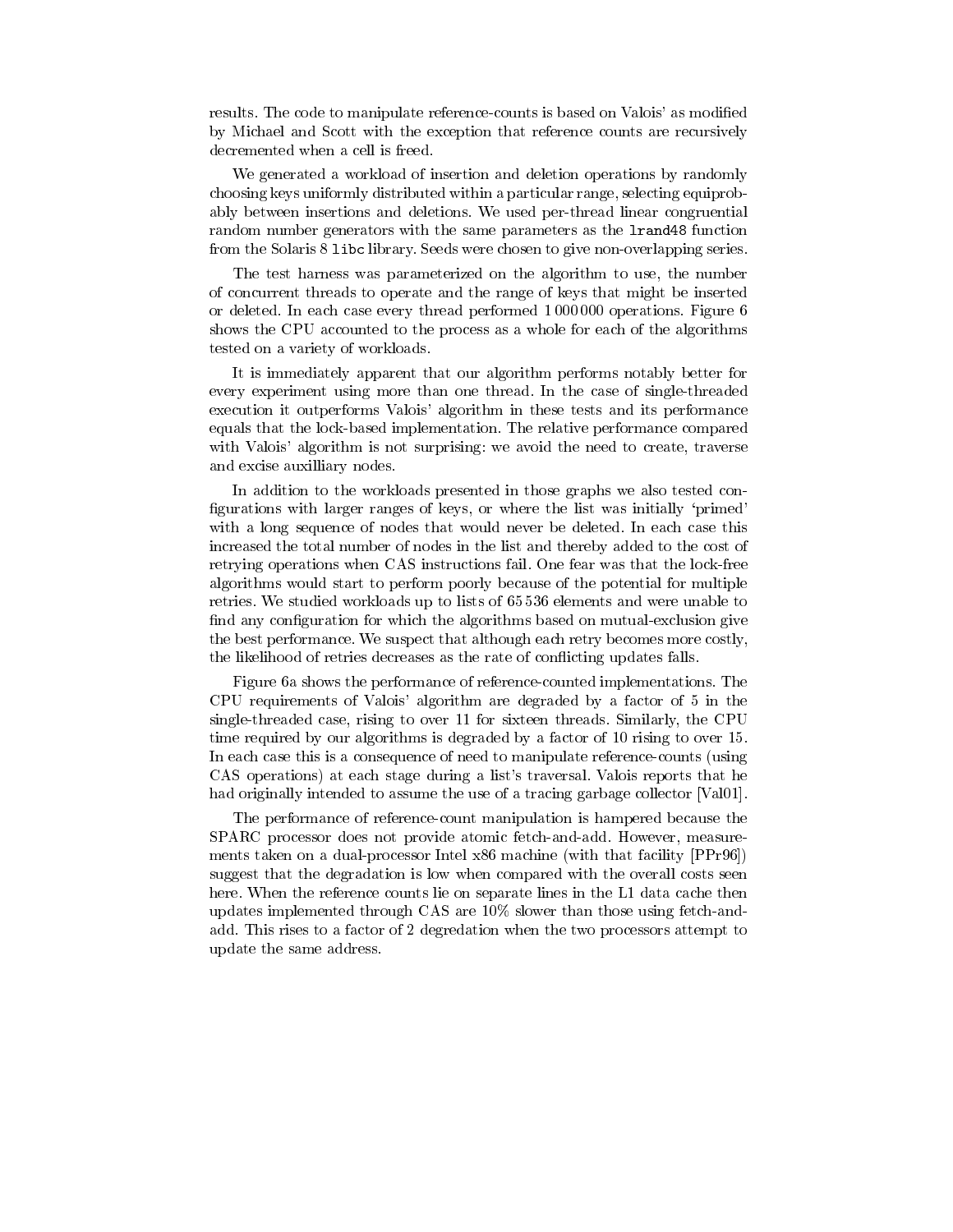results. The code to manipulate reference-counts is based on Valois' as modified by Michael and Scott with the exception that reference counts are recursively decremented when a cell is freed.

We generated a workload of insertion and deletion operations by randomly choosing keys uniformly distributed within a particular range, selecting equiprobably between insertions and deletions. We used per-thread linear congruential random number generators with the same parameters as the `lrand48` function from the Solaris 8 `libc` library. Seeds were chosen to give non-overlapping series.

The test harness was parameterized on the algorithm to use, the number of concurrent threads to operate and the range of keys that might be inserted or deleted. In each case every thread performed 1 000 000 operations. Figure 6 shows the CPU accounted to the process as a whole for each of the algorithms tested on a variety of workloads.

It is immediately apparent that our algorithm performs notably better for every experiment using more than one thread. In the case of single-threaded execution it outperforms Valois' algorithm in these tests and its performance equals that the lock-based implementation. The relative performance compared with Valois' algorithm is not surprising: we avoid the need to create, traverse and excise auxilliary nodes.

In addition to the workloads presented in those graphs we also tested configurations with larger ranges of keys, or where the list was initially 'primed' with a long sequence of nodes that would never be deleted. In each case this increased the total number of nodes in the list and thereby added to the cost of retrying operations when CAS instructions fail. One fear was that the lock-free algorithms would start to perform poorly because of the potential for multiple retries. We studied workloads up to lists of 65 536 elements and were unable to find any configuration for which the algorithms based on mutual-exclusion give the best performance. We suspect that although each retry becomes more costly, the likelihood of retries decreases as the rate of conflicting updates falls.

Figure 6a shows the performance of reference-counted implementations. The CPU requirements of Valois' algorithm are degraded by a factor of 5 in the single-threaded case, rising to over 11 for sixteen threads. Similarly, the CPU time required by our algorithms is degraded by a factor of 10 rising to over 15. In each case this is a consequence of need to manipulate reference-counts (using CAS operations) at each stage during a list's traversal. Valois reports that he had originally intended to assume the use of a tracing garbage collector [Val01].

The performance of reference-count manipulation is hampered because the SPARC processor does not provide atomic fetch-and-add. However, measurements taken on a dual-processor Intel x86 machine (with that facility [PPr96]) suggest that the degradation is low when compared with the overall costs seen here. When the reference counts lie on separate lines in the L1 data cache then updates implemented through CAS are 10% slower than those using fetch-and-add. This rises to a factor of 2 degredation when the two processors attempt to update the same address.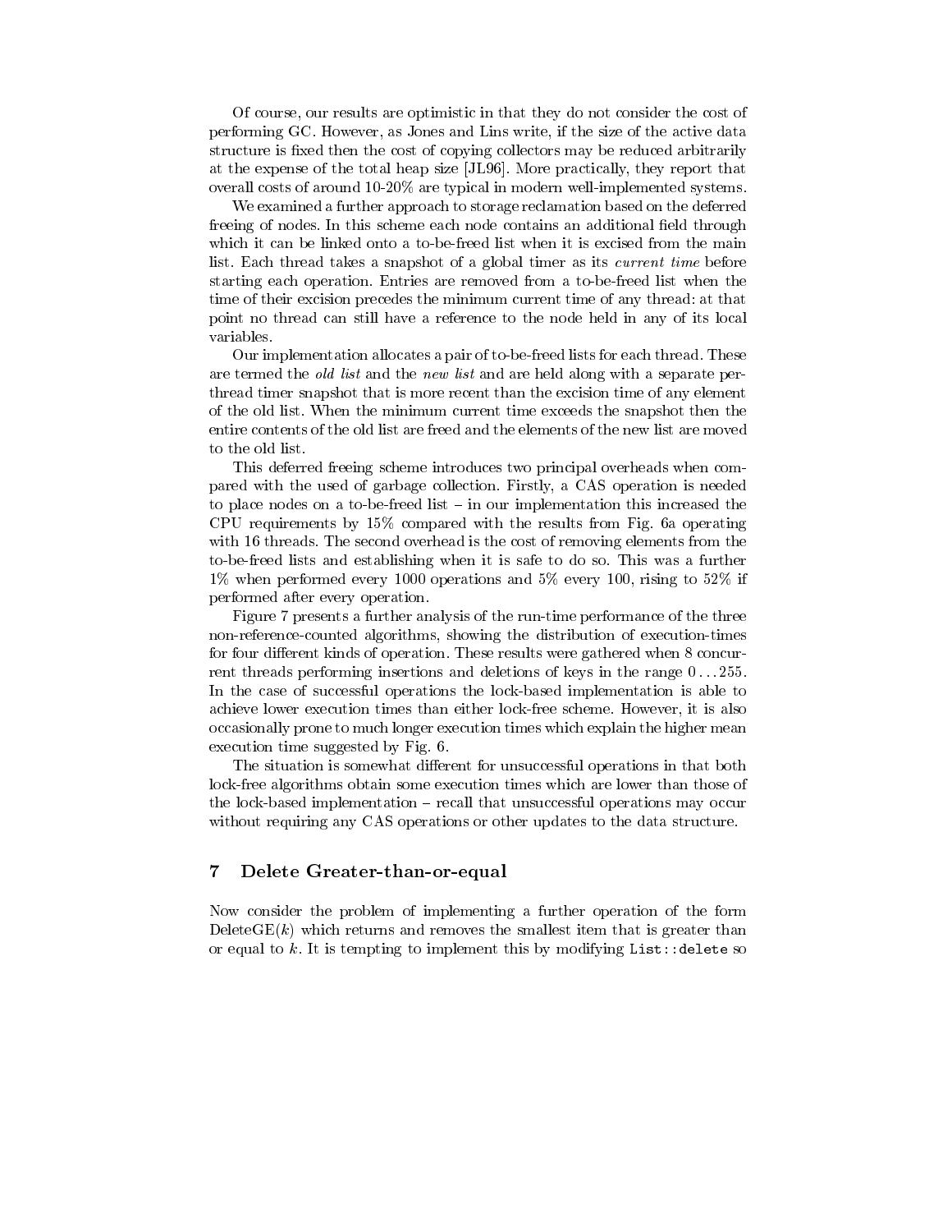Of course, our results are optimistic in that they do not consider the cost of performing GC. However, as Jones and Lins write, if the size of the active data structure is fixed then the cost of copying collectors may be reduced arbitrarily at the expense of the total heap size [JL96]. More practically, they report that overall costs of around 10-20% are typical in modern well-implemented systems.

We examined a further approach to storage reclamation based on the deferred freeing of nodes. In this scheme each node contains an additional field through which it can be linked onto a to-be-freed list when it is excised from the main list. Each thread takes a snapshot of a global timer as its *current time* before starting each operation. Entries are removed from a to-be-freed list when the time of their excision precedes the minimum current time of any thread: at that point no thread can still have a reference to the node held in any of its local variables.

Our implementation allocates a pair of to-be-freed lists for each thread. These are termed the *old list* and the *new list* and are held along with a separate per-thread timer snapshot that is more recent than the excision time of any element of the old list. When the minimum current time exceeds the snapshot then the entire contents of the old list are freed and the elements of the new list are moved to the old list.

This deferred freeing scheme introduces two principal overheads when compared with the used of garbage collection. Firstly, a CAS operation is needed to place nodes on a to-be-freed list – in our implementation this increased the CPU requirements by 15% compared with the results from Fig. 6a operating with 16 threads. The second overhead is the cost of removing elements from the to-be-freed lists and establishing when it is safe to do so. This was a further 1% when performed every 1000 operations and 5% every 100, rising to 52% if performed after every operation.

Figure 7 presents a further analysis of the run-time performance of the three non-reference-counted algorithms, showing the distribution of execution-times for four different kinds of operation. These results were gathered when 8 concurrent threads performing insertions and deletions of keys in the range $0 \ldots 255$. In the case of successful operations the lock-based implementation is able to achieve lower execution times than either lock-free scheme. However, it is also occasionally prone to much longer execution times which explain the higher mean execution time suggested by Fig. 6.

The situation is somewhat different for unsuccessful operations in that both lock-free algorithms obtain some execution times which are lower than those of the lock-based implementation – recall that unsuccessful operations may occur without requiring any CAS operations or other updates to the data structure.

## 7 Delete Greater-than-or-equal

Now consider the problem of implementing a further operation of the form DeleteGE($k$) which returns and removes the smallest item that is greater than or equal to $k$. It is tempting to implement this by modifying `List::delete` so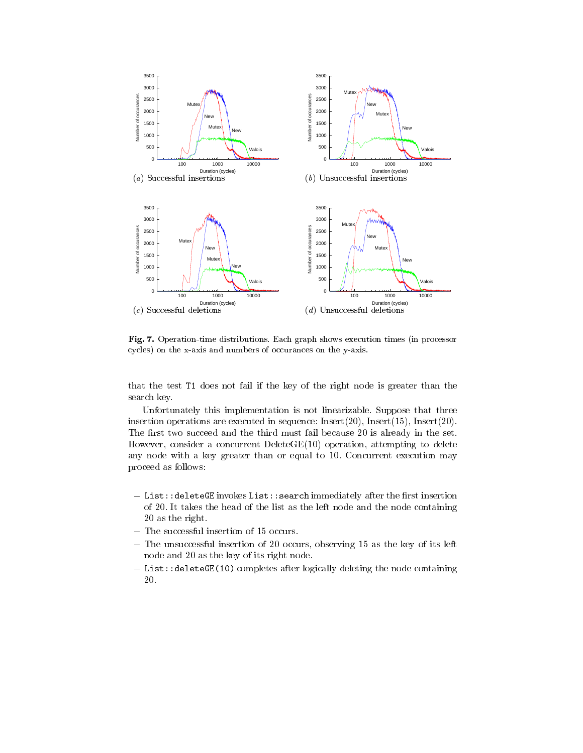(a) Successful insertions

(b) Unsuccessful insertions

(c) Successful deletions

(d) Unsuccessful deletions

**Fig. 7.** Operation-time distributions. Each graph shows execution times (in processor cycles) on the x-axis and numbers of occurances on the y-axis.

that the test T1 does not fail if the key of the right node is greater than the search key.

Unfortunately this implementation is not linearizable. Suppose that three insertion operations are executed in sequence: Insert(20), Insert(15), Insert(20). The first two succeed and the third must fail because 20 is already in the set. However, consider a concurrent DeleteGE(10) operation, attempting to delete any node with a key greater than or equal to 10. Concurrent execution may proceed as follows:

- `List::deleteGE` invokes `List::search` immediately after the first insertion of 20. It takes the head of the list as the left node and the node containing 20 as the right.
- The successful insertion of 15 occurs.
- The unsuccessful insertion of 20 occurs, observing 15 as the key of its left node and 20 as the key of its right node.
- `List::deleteGE(10)` completes after logically deleting the node containing 20.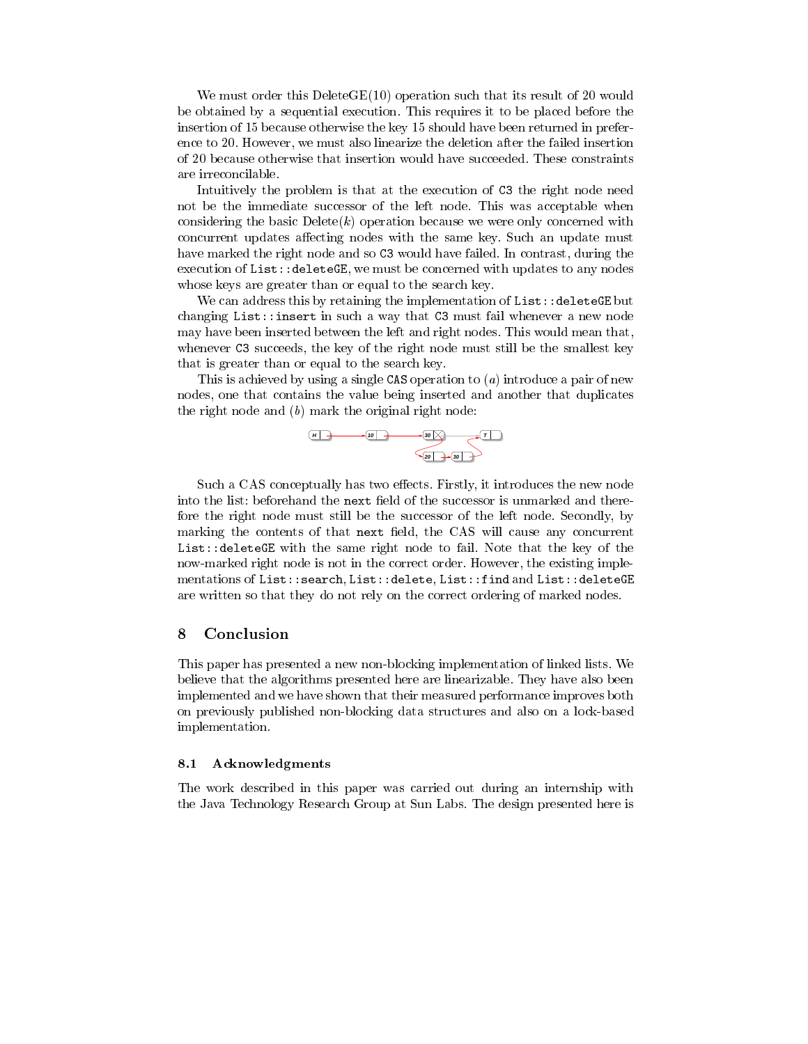We must order this DeleteGE(10) operation such that its result of 20 would be obtained by a sequential execution. This requires it to be placed before the insertion of 15 because otherwise the key 15 should have been returned in preference to 20. However, we must also linearize the deletion after the failed insertion of 20 because otherwise that insertion would have succeeded. These constraints are irreconcilable.

Intuitively the problem is that at the execution of `C3` the right node need not be the immediate successor of the left node. This was acceptable when considering the basic Delete($k$) operation because we were only concerned with concurrent updates affecting nodes with the same key. Such an update must have marked the right node and so `C3` would have failed. In contrast, during the execution of `List::deleteGE`, we must be concerned with updates to any nodes whose keys are greater than or equal to the search key.

We can address this by retaining the implementation of `List::deleteGE` but changing `List::insert` in such a way that `C3` must fail whenever a new node may have been inserted between the left and right nodes. This would mean that, whenever `C3` succeeds, the key of the right node must still be the smallest key that is greater than or equal to the search key.

This is achieved by using a single `CAS` operation to ($a$) introduce a pair of new nodes, one that contains the value being inserted and another that duplicates the right node and ($b$) mark the original right node:

Such a CAS conceptually has two effects. Firstly, it introduces the new node into the list: beforehand the `next` field of the successor is unmarked and therefore the right node must still be the successor of the left node. Secondly, by marking the contents of that `next` field, the CAS will cause any concurrent `List::deleteGE` with the same right node to fail. Note that the key of the now-marked right node is not in the correct order. However, the existing implementations of `List::search`, `List::delete`, `List::find` and `List::deleteGE` are written so that they do not rely on the correct ordering of marked nodes.

## 8 Conclusion

This paper has presented a new non-blocking implementation of linked lists. We believe that the algorithms presented here are linearizable. They have also been implemented and we have shown that their measured performance improves both on previously published non-blocking data structures and also on a lock-based implementation.

### 8.1 Acknowledgments

The work described in this paper was carried out during an internship with the Java Technology Research Group at Sun Labs. The design presented here is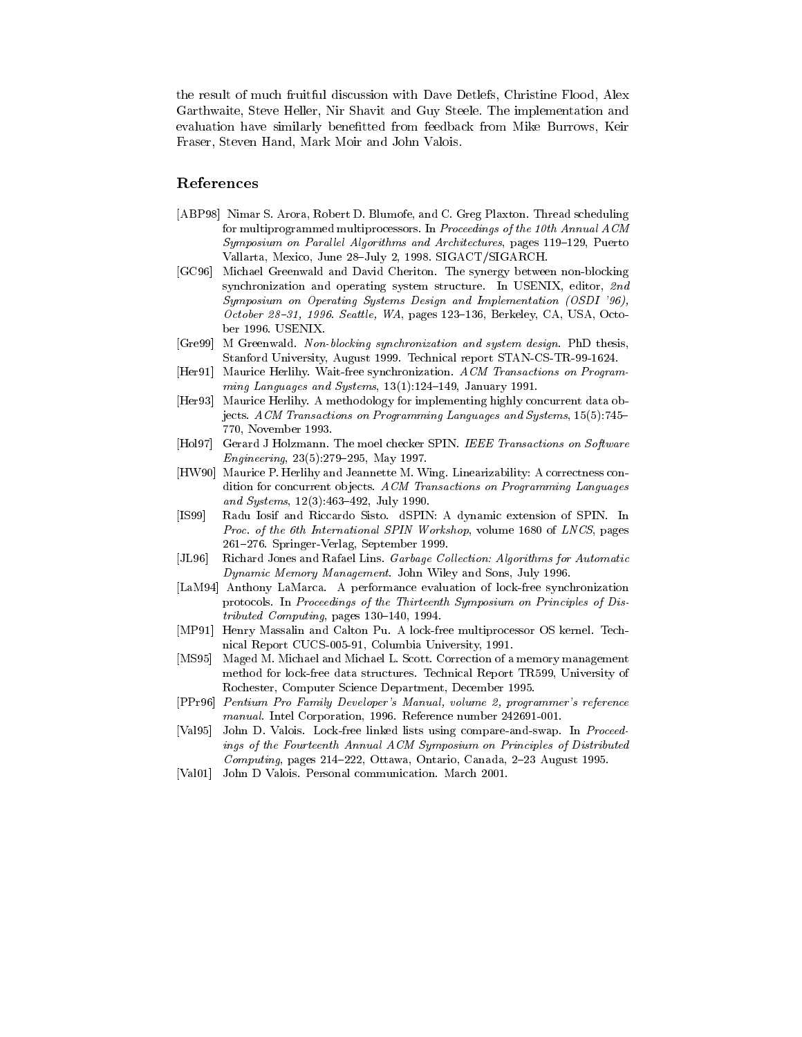the result of much fruitful discussion with Dave Detlefs, Christine Flood, Alex Garthwaite, Steve Heller, Nir Shavit and Guy Steele. The implementation and evaluation have similarly benefitted from feedback from Mike Burrows, Keir Fraser, Steven Hand, Mark Moir and John Valois.

## References

[ABP98] Nimar S. Arora, Robert D. Blumofe, and C. Greg Plaxton. Thread scheduling for multiprogrammed multiprocessors. In *Proceedings of the 10th Annual ACM Symposium on Parallel Algorithms and Architectures*, pages 119–129, Puerto Vallarta, Mexico, June 28–July 2, 1998. SIGACT/SIGARCH.

[GC96] Michael Greenwald and David Cheriton. The synergy between non-blocking synchronization and operating system structure. In USENIX, editor, *2nd Symposium on Operating Systems Design and Implementation (OSDI '96), October 28–31, 1996. Seattle, WA*, pages 123–136, Berkeley, CA, USA, October 1996. USENIX.

[Gre99] M Greenwald. *Non-blocking synchronization and system design*. PhD thesis, Stanford University, August 1999. Technical report STAN-CS-TR-99-1624.

[Her91] Maurice Herlihy. Wait-free synchronization. *ACM Transactions on Programming Languages and Systems*, 13(1):124–149, January 1991.

[Her93] Maurice Herlihy. A methodology for implementing highly concurrent data objects. *ACM Transactions on Programming Languages and Systems*, 15(5):745–770, November 1993.

[Hol97] Gerard J Holzmann. The moel checker SPIN. *IEEE Transactions on Software Engineering*, 23(5):279–295, May 1997.

[HW90] Maurice P. Herlihy and Jeannette M. Wing. Linearizability: A correctness condition for concurrent objects. *ACM Transactions on Programming Languages and Systems*, 12(3):463–492, July 1990.

[IS99] Radu Iosif and Riccardo Sisto. dSPIN: A dynamic extension of SPIN. In *Proc. of the 6th International SPIN Workshop*, volume 1680 of *LNCS*, pages 261–276. Springer-Verlag, September 1999.

[JL96] Richard Jones and Rafael Lins. *Garbage Collection: Algorithms for Automatic Dynamic Memory Management*. John Wiley and Sons, July 1996.

[LaM94] Anthony LaMarca. A performance evaluation of lock-free synchronization protocols. In *Proceedings of the Thirteenth Symposium on Principles of Distributed Computing*, pages 130–140, 1994.

[MP91] Henry Massalin and Calton Pu. A lock-free multiprocessor OS kernel. Technical Report CUCS-005-91, Columbia University, 1991.

[MS95] Maged M. Michael and Michael L. Scott. Correction of a memory management method for lock-free data structures. Technical Report TR599, University of Rochester, Computer Science Department, December 1995.

[PPr96] *Pentium Pro Family Developer's Manual, volume 2, programmer's reference manual*. Intel Corporation, 1996. Reference number 242691-001.

[Val95] John D. Valois. Lock-free linked lists using compare-and-swap. In *Proceedings of the Fourteenth Annual ACM Symposium on Principles of Distributed Computing*, pages 214–222, Ottawa, Ontario, Canada, 2–23 August 1995.

[Val01] John D Valois. Personal communication. March 2001.